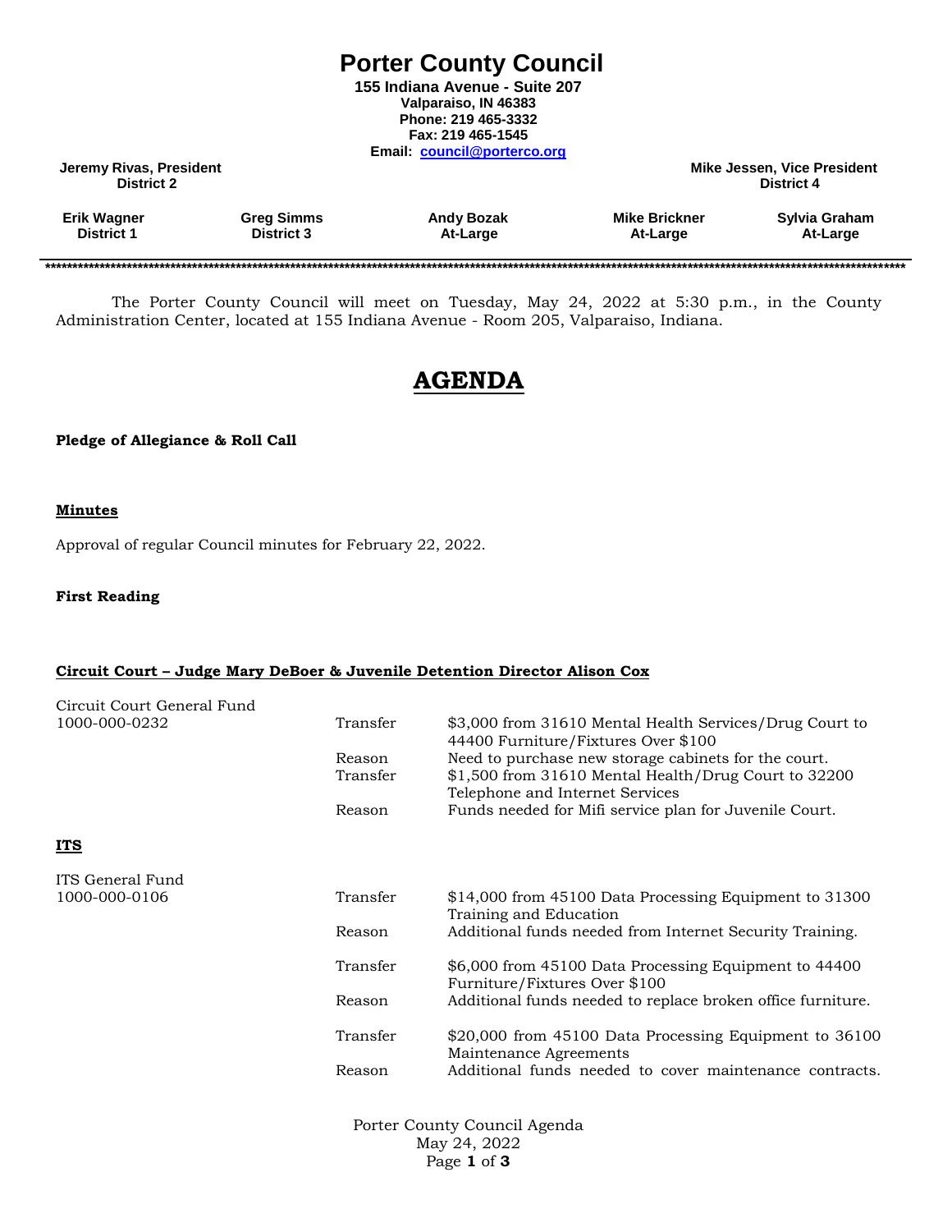# Porter County Council

**155 Indiana Avenue - Suite 207**
**Valparaiso, IN 46383**
**Phone: 219 465-3332**
**Fax: 219 465-1545**
**Email: council@porterco.org**

| Jeremy Rivas, President District 2 | | | | Mike Jessen, Vice President District 4 |
|---|---|---|---|---|
| **Erik Wagner** District 1 | **Greg Simms** District 3 | **Andy Bozak** At-Large | **Mike Brickner** At-Large | **Sylvia Graham** At-Large |

The Porter County Council will meet on Tuesday, May 24, 2022 at 5:30 p.m., in the County Administration Center, located at 155 Indiana Avenue - Room 205, Valparaiso, Indiana.

## AGENDA

**Pledge of Allegiance & Roll Call**

**Minutes**

Approval of regular Council minutes for February 22, 2022.

**First Reading**

**Circuit Court – Judge Mary DeBoer & Juvenile Detention Director Alison Cox**

| | | |
|---|---|---|
| Circuit Court General Fund 1000-000-0232 | Transfer | $3,000 from 31610 Mental Health Services/Drug Court to 44400 Furniture/Fixtures Over $100 |
| | Reason | Need to purchase new storage cabinets for the court. |
| | Transfer | $1,500 from 31610 Mental Health/Drug Court to 32200 Telephone and Internet Services |
| | Reason | Funds needed for Mifi service plan for Juvenile Court. |

**ITS**

| | | |
|---|---|---|
| ITS General Fund 1000-000-0106 | Transfer | $14,000 from 45100 Data Processing Equipment to 31300 Training and Education |
| | Reason | Additional funds needed from Internet Security Training. |
| | Transfer | $6,000 from 45100 Data Processing Equipment to 44400 Furniture/Fixtures Over $100 |
| | Reason | Additional funds needed to replace broken office furniture. |
| | Transfer | $20,000 from 45100 Data Processing Equipment to 36100 Maintenance Agreements |
| | Reason | Additional funds needed to cover maintenance contracts. |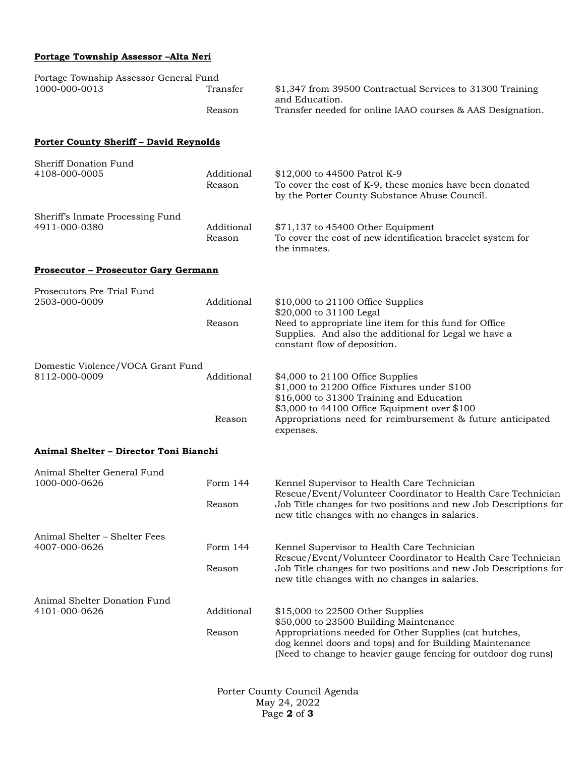**<u>Portage Township Assessor –Alta Neri</u>**

| | | |
|---|---|---|
| Portage Township Assessor General Fund<br>1000-000-0013 | Transfer | $1,347 from 39500 Contractual Services to 31300 Training and Education. |
| | Reason | Transfer needed for online IAAO courses & AAS Designation. |

**<u>Porter County Sheriff – David Reynolds</u>**

| | | |
|---|---|---|
| Sheriff Donation Fund<br>4108-000-0005 | Additional | $12,000 to 44500 Patrol K-9 |
| | Reason | To cover the cost of K-9, these monies have been donated by the Porter County Substance Abuse Council. |
| Sheriff's Inmate Processing Fund<br>4911-000-0380 | Additional | $71,137 to 45400 Other Equipment |
| | Reason | To cover the cost of new identification bracelet system for the inmates. |

**<u>Prosecutor – Prosecutor Gary Germann</u>**

| | | |
|---|---|---|
| Prosecutors Pre-Trial Fund<br>2503-000-0009 | Additional | $10,000 to 21100 Office Supplies<br>$20,000 to 31100 Legal |
| | Reason | Need to appropriate line item for this fund for Office Supplies. And also the additional for Legal we have a constant flow of deposition. |
| Domestic Violence/VOCA Grant Fund<br>8112-000-0009 | Additional | $4,000 to 21100 Office Supplies<br>$1,000 to 21200 Office Fixtures under $100<br>$16,000 to 31300 Training and Education<br>$3,000 to 44100 Office Equipment over $100 |
| | Reason | Appropriations need for reimbursement & future anticipated expenses. |

**<u>Animal Shelter – Director Toni Bianchi</u>**

| | | |
|---|---|---|
| Animal Shelter General Fund<br>1000-000-0626 | Form 144 | Kennel Supervisor to Health Care Technician<br>Rescue/Event/Volunteer Coordinator to Health Care Technician |
| | Reason | Job Title changes for two positions and new Job Descriptions for new title changes with no changes in salaries. |
| Animal Shelter – Shelter Fees<br>4007-000-0626 | Form 144 | Kennel Supervisor to Health Care Technician<br>Rescue/Event/Volunteer Coordinator to Health Care Technician |
| | Reason | Job Title changes for two positions and new Job Descriptions for new title changes with no changes in salaries. |
| Animal Shelter Donation Fund<br>4101-000-0626 | Additional | $15,000 to 22500 Other Supplies<br>$50,000 to 23500 Building Maintenance |
| | Reason | Appropriations needed for Other Supplies (cat hutches, dog kennel doors and tops) and for Building Maintenance (Need to change to heavier gauge fencing for outdoor dog runs) |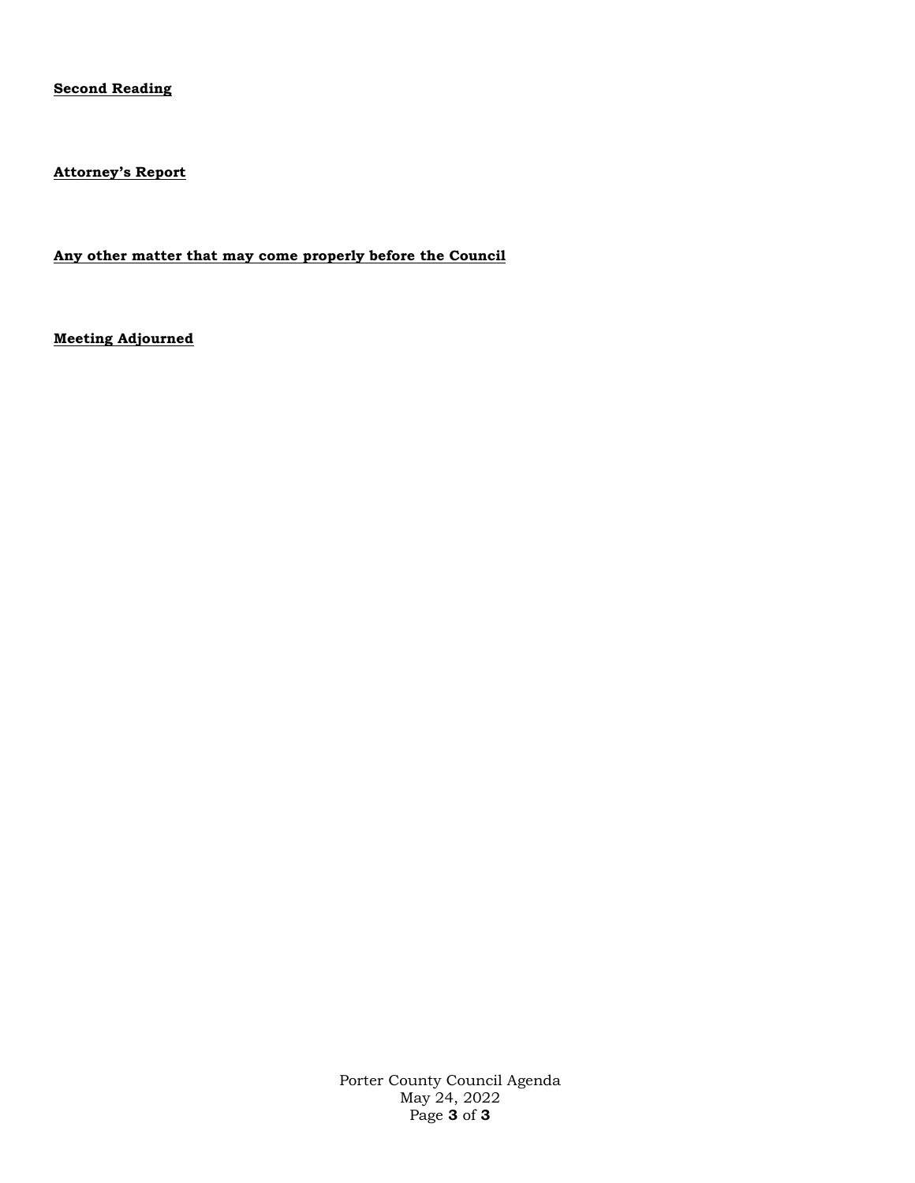**Second Reading**

**Attorney's Report**

**Any other matter that may come properly before the Council**

**Meeting Adjourned**